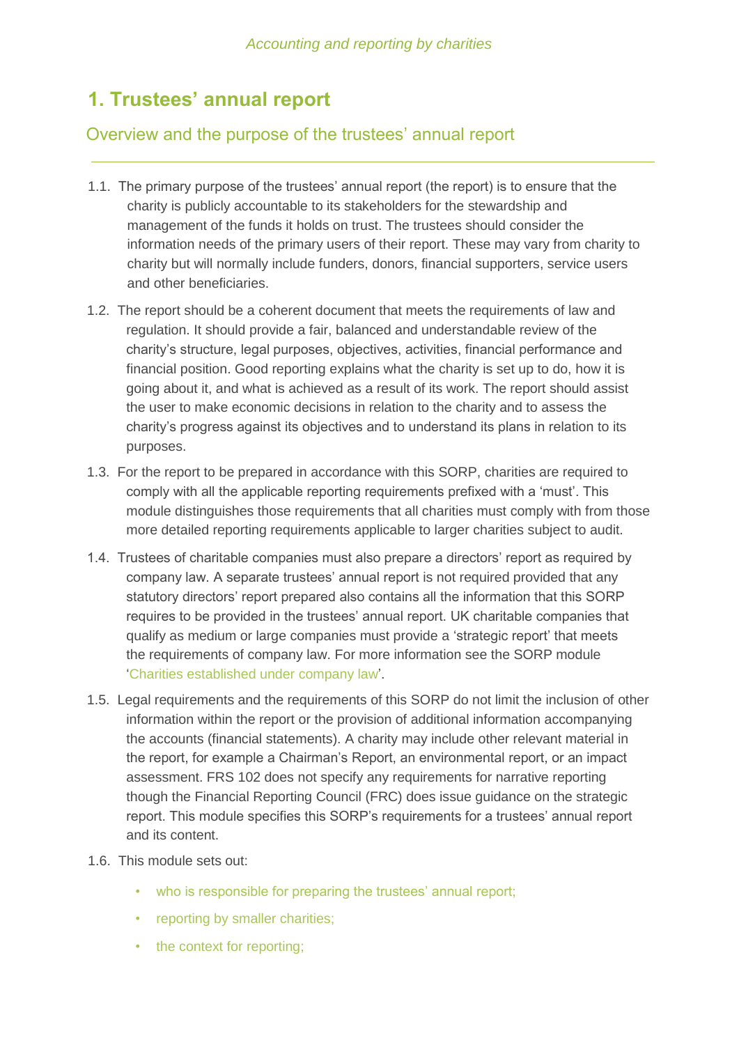# 1. Trustees' annual report

## Overview and the purpose of the trustees' annual report

1.1. The primary purpose of the trustees' annual report (the report) is to ensure that the charity is publicly accountable to its stakeholders for the stewardship and management of the funds it holds on trust. The trustees should consider the information needs of the primary users of their report. These may vary from charity to charity but will normally include funders, donors, financial supporters, service users and other beneficiaries.

1.2. The report should be a coherent document that meets the requirements of law and regulation. It should provide a fair, balanced and understandable review of the charity's structure, legal purposes, objectives, activities, financial performance and financial position. Good reporting explains what the charity is set up to do, how it is going about it, and what is achieved as a result of its work. The report should assist the user to make economic decisions in relation to the charity and to assess the charity's progress against its objectives and to understand its plans in relation to its purposes.

1.3. For the report to be prepared in accordance with this SORP, charities are required to comply with all the applicable reporting requirements prefixed with a 'must'. This module distinguishes those requirements that all charities must comply with from those more detailed reporting requirements applicable to larger charities subject to audit.

1.4. Trustees of charitable companies must also prepare a directors' report as required by company law. A separate trustees' annual report is not required provided that any statutory directors' report prepared also contains all the information that this SORP requires to be provided in the trustees' annual report. UK charitable companies that qualify as medium or large companies must provide a 'strategic report' that meets the requirements of company law. For more information see the SORP module 'Charities established under company law'.

1.5. Legal requirements and the requirements of this SORP do not limit the inclusion of other information within the report or the provision of additional information accompanying the accounts (financial statements). A charity may include other relevant material in the report, for example a Chairman's Report, an environmental report, or an impact assessment. FRS 102 does not specify any requirements for narrative reporting though the Financial Reporting Council (FRC) does issue guidance on the strategic report. This module specifies this SORP's requirements for a trustees' annual report and its content.

1.6. This module sets out:

- who is responsible for preparing the trustees' annual report;
- reporting by smaller charities;
- the context for reporting;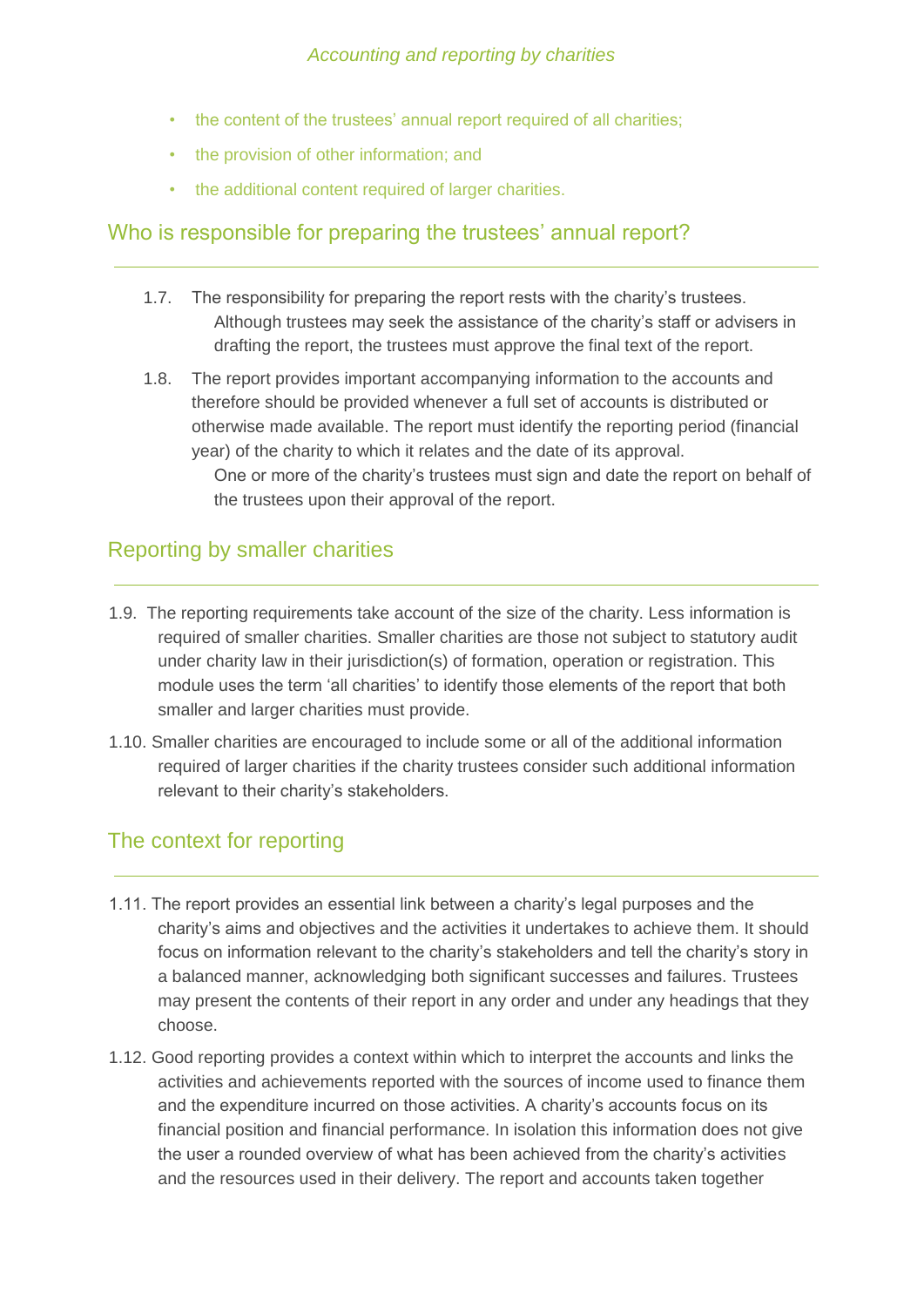- the content of the trustees' annual report required of all charities;
- the provision of other information; and
- the additional content required of larger charities.

## Who is responsible for preparing the trustees' annual report?

1.7. The responsibility for preparing the report rests with the charity's trustees. Although trustees may seek the assistance of the charity's staff or advisers in drafting the report, the trustees must approve the final text of the report.

1.8. The report provides important accompanying information to the accounts and therefore should be provided whenever a full set of accounts is distributed or otherwise made available. The report must identify the reporting period (financial year) of the charity to which it relates and the date of its approval. One or more of the charity's trustees must sign and date the report on behalf of the trustees upon their approval of the report.

## Reporting by smaller charities

1.9. The reporting requirements take account of the size of the charity. Less information is required of smaller charities. Smaller charities are those not subject to statutory audit under charity law in their jurisdiction(s) of formation, operation or registration. This module uses the term 'all charities' to identify those elements of the report that both smaller and larger charities must provide.

1.10. Smaller charities are encouraged to include some or all of the additional information required of larger charities if the charity trustees consider such additional information relevant to their charity's stakeholders.

## The context for reporting

1.11. The report provides an essential link between a charity's legal purposes and the charity's aims and objectives and the activities it undertakes to achieve them. It should focus on information relevant to the charity's stakeholders and tell the charity's story in a balanced manner, acknowledging both significant successes and failures. Trustees may present the contents of their report in any order and under any headings that they choose.

1.12. Good reporting provides a context within which to interpret the accounts and links the activities and achievements reported with the sources of income used to finance them and the expenditure incurred on those activities. A charity's accounts focus on its financial position and financial performance. In isolation this information does not give the user a rounded overview of what has been achieved from the charity's activities and the resources used in their delivery. The report and accounts taken together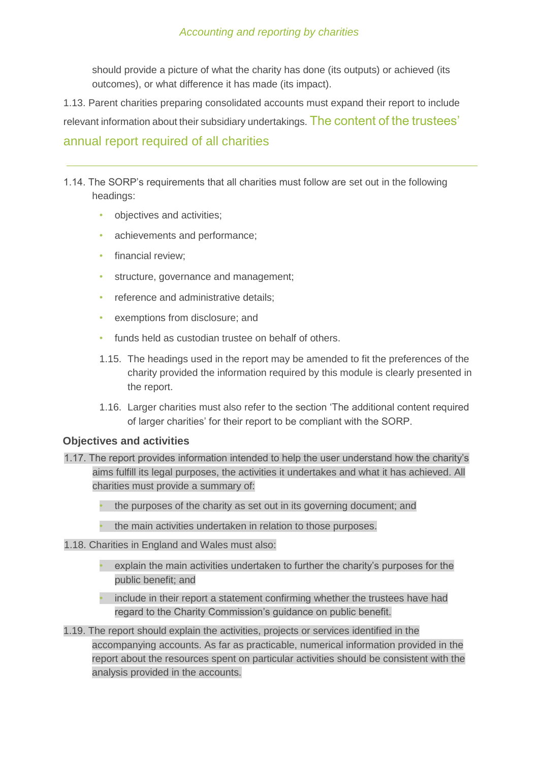should provide a picture of what the charity has done (its outputs) or achieved (its outcomes), or what difference it has made (its impact).

1.13. Parent charities preparing consolidated accounts must expand their report to include relevant information about their subsidiary undertakings.

## The content of the trustees' annual report required of all charities

1.14. The SORP's requirements that all charities must follow are set out in the following headings:

- objectives and activities;
- achievements and performance;
- financial review;
- structure, governance and management;
- reference and administrative details;
- exemptions from disclosure; and
- funds held as custodian trustee on behalf of others.

1.15. The headings used in the report may be amended to fit the preferences of the charity provided the information required by this module is clearly presented in the report.

1.16. Larger charities must also refer to the section 'The additional content required of larger charities' for their report to be compliant with the SORP.

### Objectives and activities

1.17. The report provides information intended to help the user understand how the charity's aims fulfill its legal purposes, the activities it undertakes and what it has achieved. All charities must provide a summary of:

- the purposes of the charity as set out in its governing document; and
- the main activities undertaken in relation to those purposes.

1.18. Charities in England and Wales must also:

- explain the main activities undertaken to further the charity's purposes for the public benefit; and
- include in their report a statement confirming whether the trustees have had regard to the Charity Commission's guidance on public benefit.

1.19. The report should explain the activities, projects or services identified in the accompanying accounts. As far as practicable, numerical information provided in the report about the resources spent on particular activities should be consistent with the analysis provided in the accounts.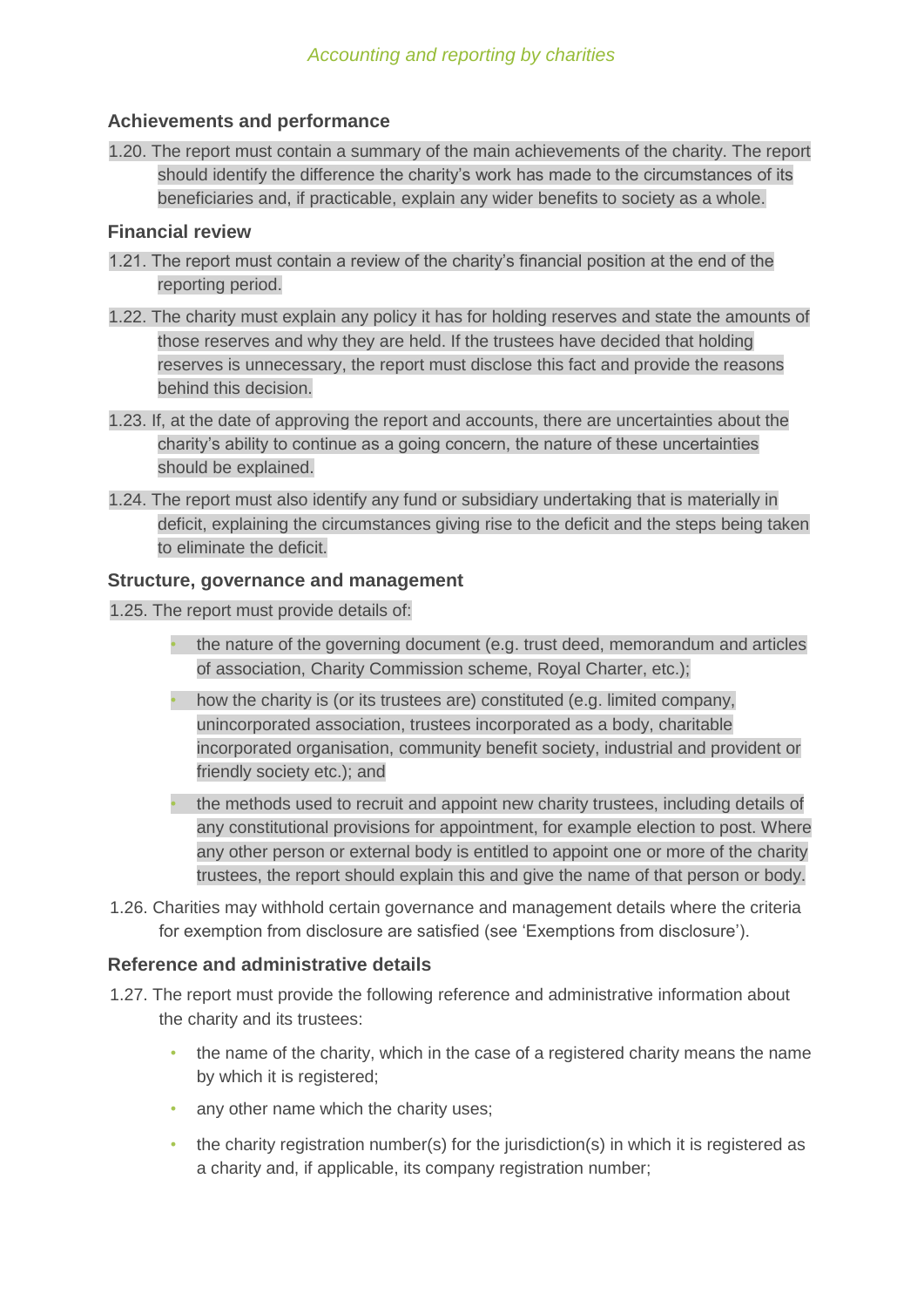### Achievements and performance

1.20. The report must contain a summary of the main achievements of the charity. The report should identify the difference the charity's work has made to the circumstances of its beneficiaries and, if practicable, explain any wider benefits to society as a whole.

### Financial review

1.21. The report must contain a review of the charity's financial position at the end of the reporting period.

1.22. The charity must explain any policy it has for holding reserves and state the amounts of those reserves and why they are held. If the trustees have decided that holding reserves is unnecessary, the report must disclose this fact and provide the reasons behind this decision.

1.23. If, at the date of approving the report and accounts, there are uncertainties about the charity's ability to continue as a going concern, the nature of these uncertainties should be explained.

1.24. The report must also identify any fund or subsidiary undertaking that is materially in deficit, explaining the circumstances giving rise to the deficit and the steps being taken to eliminate the deficit.

### Structure, governance and management

1.25. The report must provide details of:

- the nature of the governing document (e.g. trust deed, memorandum and articles of association, Charity Commission scheme, Royal Charter, etc.);
- how the charity is (or its trustees are) constituted (e.g. limited company, unincorporated association, trustees incorporated as a body, charitable incorporated organisation, community benefit society, industrial and provident or friendly society etc.); and
- the methods used to recruit and appoint new charity trustees, including details of any constitutional provisions for appointment, for example election to post. Where any other person or external body is entitled to appoint one or more of the charity trustees, the report should explain this and give the name of that person or body.

1.26. Charities may withhold certain governance and management details where the criteria for exemption from disclosure are satisfied (see 'Exemptions from disclosure').

### Reference and administrative details

1.27. The report must provide the following reference and administrative information about the charity and its trustees:

- the name of the charity, which in the case of a registered charity means the name by which it is registered;
- any other name which the charity uses;
- the charity registration number(s) for the jurisdiction(s) in which it is registered as a charity and, if applicable, its company registration number;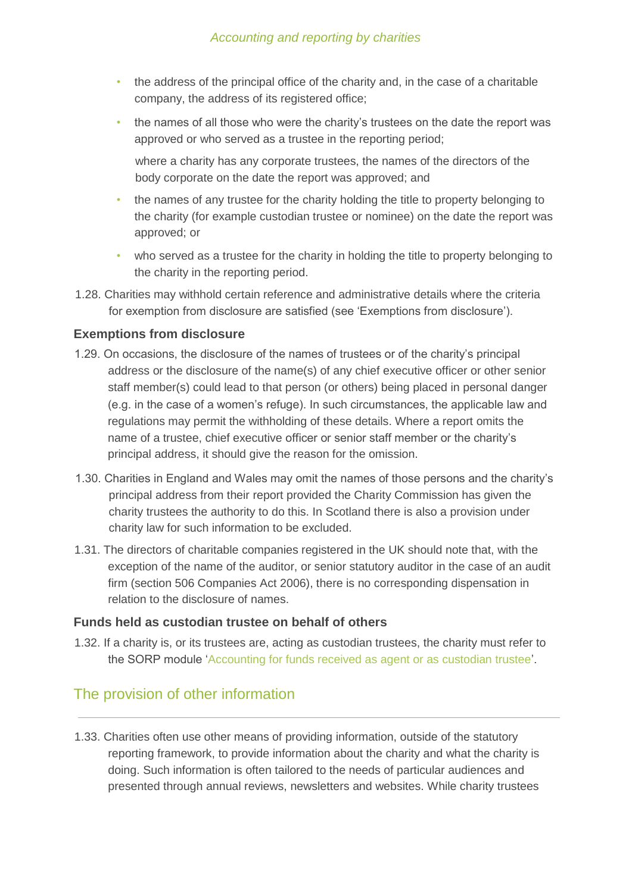- the address of the principal office of the charity and, in the case of a charitable company, the address of its registered office;
- the names of all those who were the charity's trustees on the date the report was approved or who served as a trustee in the reporting period;

  where a charity has any corporate trustees, the names of the directors of the body corporate on the date the report was approved; and
- the names of any trustee for the charity holding the title to property belonging to the charity (for example custodian trustee or nominee) on the date the report was approved; or
- who served as a trustee for the charity in holding the title to property belonging to the charity in the reporting period.

1.28. Charities may withhold certain reference and administrative details where the criteria for exemption from disclosure are satisfied (see 'Exemptions from disclosure').

### Exemptions from disclosure

1.29. On occasions, the disclosure of the names of trustees or of the charity's principal address or the disclosure of the name(s) of any chief executive officer or other senior staff member(s) could lead to that person (or others) being placed in personal danger (e.g. in the case of a women's refuge). In such circumstances, the applicable law and regulations may permit the withholding of these details. Where a report omits the name of a trustee, chief executive officer or senior staff member or the charity's principal address, it should give the reason for the omission.

1.30. Charities in England and Wales may omit the names of those persons and the charity's principal address from their report provided the Charity Commission has given the charity trustees the authority to do this. In Scotland there is also a provision under charity law for such information to be excluded.

1.31. The directors of charitable companies registered in the UK should note that, with the exception of the name of the auditor, or senior statutory auditor in the case of an audit firm (section 506 Companies Act 2006), there is no corresponding dispensation in relation to the disclosure of names.

### Funds held as custodian trustee on behalf of others

1.32. If a charity is, or its trustees are, acting as custodian trustees, the charity must refer to the SORP module 'Accounting for funds received as agent or as custodian trustee'.

## The provision of other information

1.33. Charities often use other means of providing information, outside of the statutory reporting framework, to provide information about the charity and what the charity is doing. Such information is often tailored to the needs of particular audiences and presented through annual reviews, newsletters and websites. While charity trustees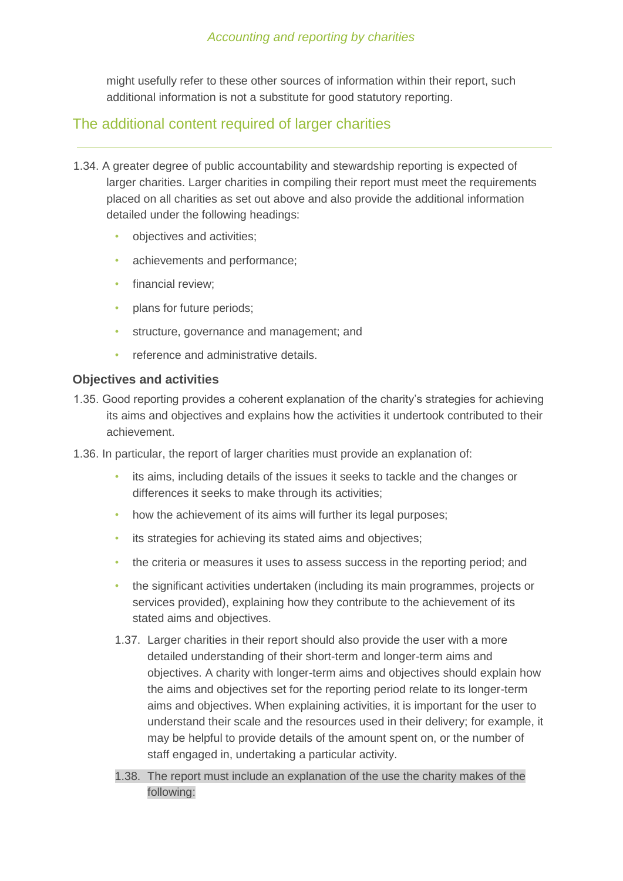might usefully refer to these other sources of information within their report, such additional information is not a substitute for good statutory reporting.

## The additional content required of larger charities

1.34. A greater degree of public accountability and stewardship reporting is expected of larger charities. Larger charities in compiling their report must meet the requirements placed on all charities as set out above and also provide the additional information detailed under the following headings:

- objectives and activities;
- achievements and performance;
- financial review;
- plans for future periods;
- structure, governance and management; and
- reference and administrative details.

### Objectives and activities

1.35. Good reporting provides a coherent explanation of the charity's strategies for achieving its aims and objectives and explains how the activities it undertook contributed to their achievement.

1.36. In particular, the report of larger charities must provide an explanation of:

- its aims, including details of the issues it seeks to tackle and the changes or differences it seeks to make through its activities;
- how the achievement of its aims will further its legal purposes;
- its strategies for achieving its stated aims and objectives;
- the criteria or measures it uses to assess success in the reporting period; and
- the significant activities undertaken (including its main programmes, projects or services provided), explaining how they contribute to the achievement of its stated aims and objectives.

1.37. Larger charities in their report should also provide the user with a more detailed understanding of their short-term and longer-term aims and objectives. A charity with longer-term aims and objectives should explain how the aims and objectives set for the reporting period relate to its longer-term aims and objectives. When explaining activities, it is important for the user to understand their scale and the resources used in their delivery; for example, it may be helpful to provide details of the amount spent on, or the number of staff engaged in, undertaking a particular activity.

1.38. The report must include an explanation of the use the charity makes of the following: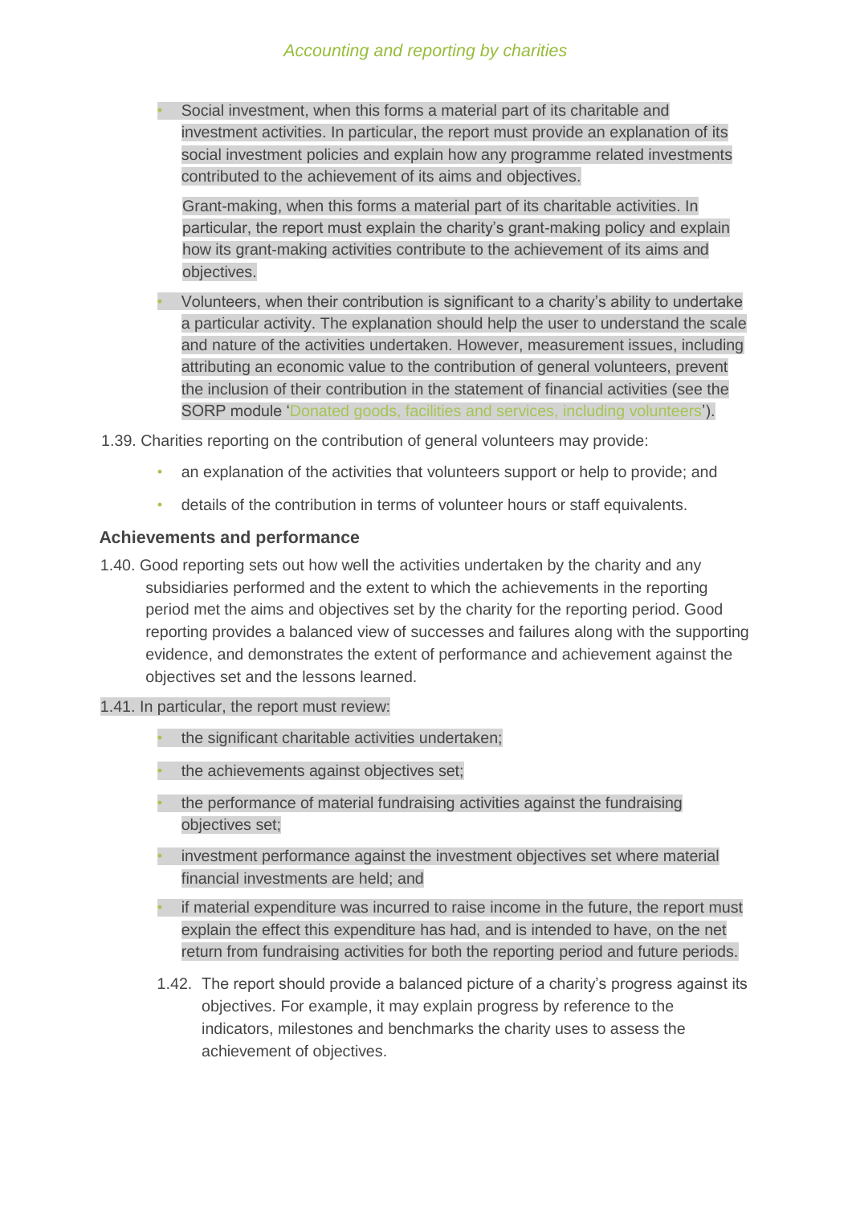- Social investment, when this forms a material part of its charitable and investment activities. In particular, the report must provide an explanation of its social investment policies and explain how any programme related investments contributed to the achievement of its aims and objectives.

  Grant-making, when this forms a material part of its charitable activities. In particular, the report must explain the charity's grant-making policy and explain how its grant-making activities contribute to the achievement of its aims and objectives.

- Volunteers, when their contribution is significant to a charity's ability to undertake a particular activity. The explanation should help the user to understand the scale and nature of the activities undertaken. However, measurement issues, including attributing an economic value to the contribution of general volunteers, prevent the inclusion of their contribution in the statement of financial activities (see the SORP module 'Donated goods, facilities and services, including volunteers').

1.39. Charities reporting on the contribution of general volunteers may provide:

- an explanation of the activities that volunteers support or help to provide; and
- details of the contribution in terms of volunteer hours or staff equivalents.

### Achievements and performance

1.40. Good reporting sets out how well the activities undertaken by the charity and any subsidiaries performed and the extent to which the achievements in the reporting period met the aims and objectives set by the charity for the reporting period. Good reporting provides a balanced view of successes and failures along with the supporting evidence, and demonstrates the extent of performance and achievement against the objectives set and the lessons learned.

1.41. In particular, the report must review:

- the significant charitable activities undertaken;
- the achievements against objectives set;
- the performance of material fundraising activities against the fundraising objectives set;
- investment performance against the investment objectives set where material financial investments are held; and
- if material expenditure was incurred to raise income in the future, the report must explain the effect this expenditure has had, and is intended to have, on the net return from fundraising activities for both the reporting period and future periods.

1.42. The report should provide a balanced picture of a charity's progress against its objectives. For example, it may explain progress by reference to the indicators, milestones and benchmarks the charity uses to assess the achievement of objectives.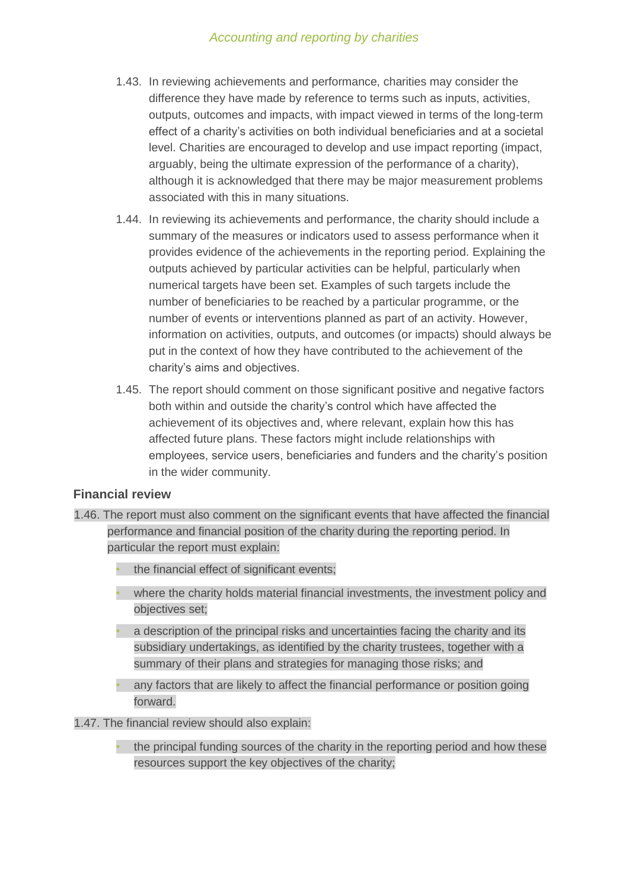1.43. In reviewing achievements and performance, charities may consider the difference they have made by reference to terms such as inputs, activities, outputs, outcomes and impacts, with impact viewed in terms of the long-term effect of a charity's activities on both individual beneficiaries and at a societal level. Charities are encouraged to develop and use impact reporting (impact, arguably, being the ultimate expression of the performance of a charity), although it is acknowledged that there may be major measurement problems associated with this in many situations.

1.44. In reviewing its achievements and performance, the charity should include a summary of the measures or indicators used to assess performance when it provides evidence of the achievements in the reporting period. Explaining the outputs achieved by particular activities can be helpful, particularly when numerical targets have been set. Examples of such targets include the number of beneficiaries to be reached by a particular programme, or the number of events or interventions planned as part of an activity. However, information on activities, outputs, and outcomes (or impacts) should always be put in the context of how they have contributed to the achievement of the charity's aims and objectives.

1.45. The report should comment on those significant positive and negative factors both within and outside the charity's control which have affected the achievement of its objectives and, where relevant, explain how this has affected future plans. These factors might include relationships with employees, service users, beneficiaries and funders and the charity's position in the wider community.

### Financial review

1.46. The report must also comment on the significant events that have affected the financial performance and financial position of the charity during the reporting period. In particular the report must explain:

- the financial effect of significant events;
- where the charity holds material financial investments, the investment policy and objectives set;
- a description of the principal risks and uncertainties facing the charity and its subsidiary undertakings, as identified by the charity trustees, together with a summary of their plans and strategies for managing those risks; and
- any factors that are likely to affect the financial performance or position going forward.

1.47. The financial review should also explain:

- the principal funding sources of the charity in the reporting period and how these resources support the key objectives of the charity;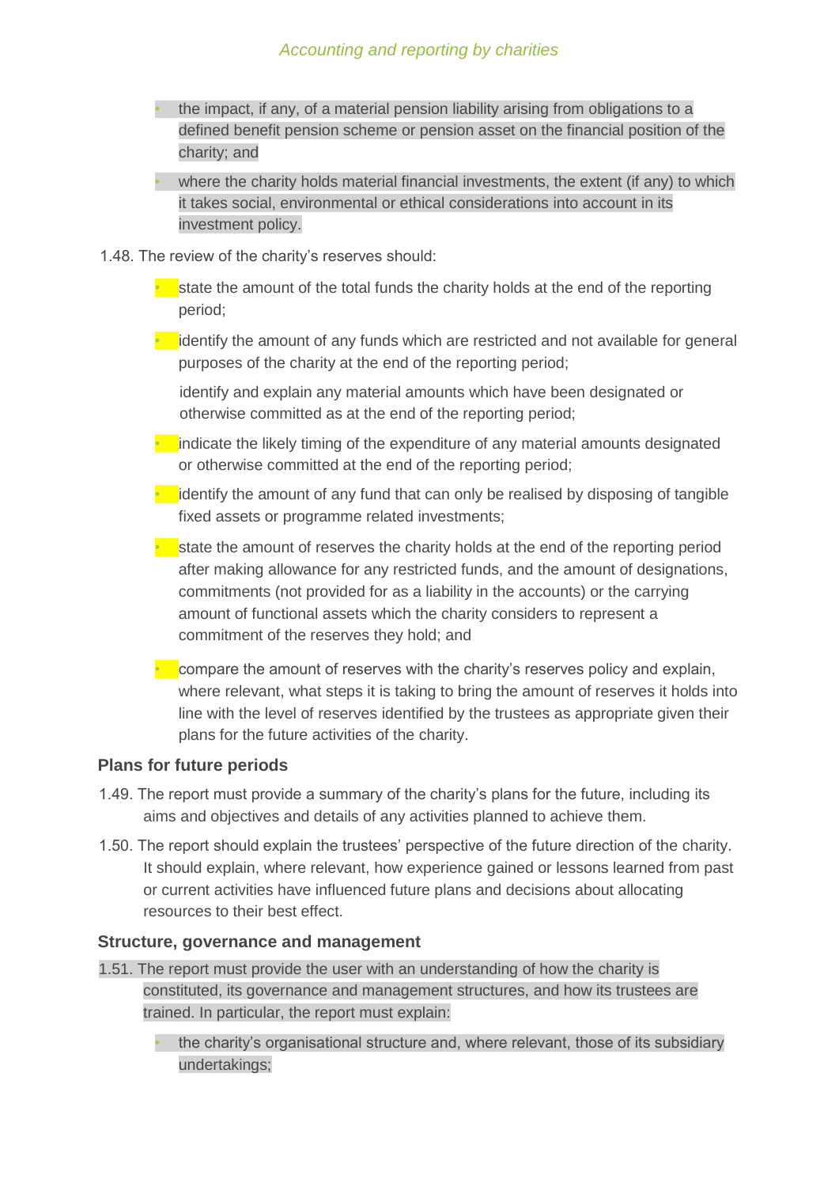- the impact, if any, of a material pension liability arising from obligations to a defined benefit pension scheme or pension asset on the financial position of the charity; and
- where the charity holds material financial investments, the extent (if any) to which it takes social, environmental or ethical considerations into account in its investment policy.

1.48. The review of the charity's reserves should:

- state the amount of the total funds the charity holds at the end of the reporting period;
- identify the amount of any funds which are restricted and not available for general purposes of the charity at the end of the reporting period;

  identify and explain any material amounts which have been designated or otherwise committed as at the end of the reporting period;
- indicate the likely timing of the expenditure of any material amounts designated or otherwise committed at the end of the reporting period;
- identify the amount of any fund that can only be realised by disposing of tangible fixed assets or programme related investments;
- state the amount of reserves the charity holds at the end of the reporting period after making allowance for any restricted funds, and the amount of designations, commitments (not provided for as a liability in the accounts) or the carrying amount of functional assets which the charity considers to represent a commitment of the reserves they hold; and
- compare the amount of reserves with the charity's reserves policy and explain, where relevant, what steps it is taking to bring the amount of reserves it holds into line with the level of reserves identified by the trustees as appropriate given their plans for the future activities of the charity.

### Plans for future periods

1.49. The report must provide a summary of the charity's plans for the future, including its aims and objectives and details of any activities planned to achieve them.

1.50. The report should explain the trustees' perspective of the future direction of the charity. It should explain, where relevant, how experience gained or lessons learned from past or current activities have influenced future plans and decisions about allocating resources to their best effect.

### Structure, governance and management

1.51. The report must provide the user with an understanding of how the charity is constituted, its governance and management structures, and how its trustees are trained. In particular, the report must explain:

- the charity's organisational structure and, where relevant, those of its subsidiary undertakings;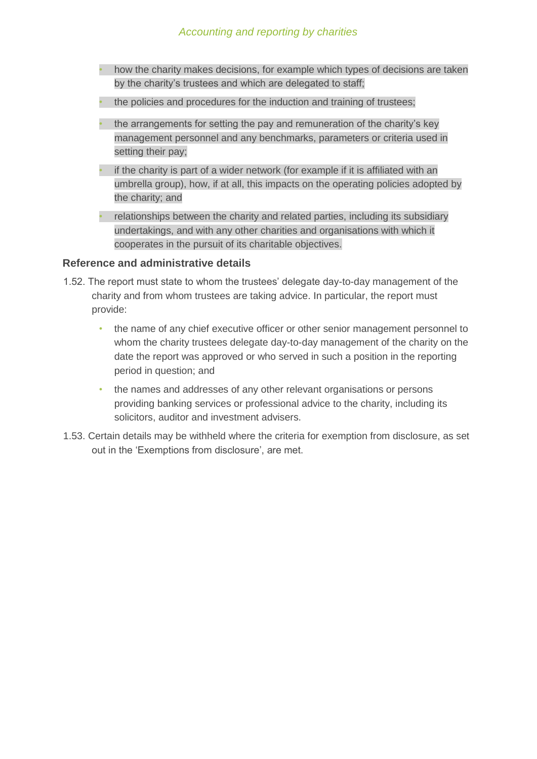- how the charity makes decisions, for example which types of decisions are taken by the charity's trustees and which are delegated to staff;
- the policies and procedures for the induction and training of trustees;
- the arrangements for setting the pay and remuneration of the charity's key management personnel and any benchmarks, parameters or criteria used in setting their pay;
- if the charity is part of a wider network (for example if it is affiliated with an umbrella group), how, if at all, this impacts on the operating policies adopted by the charity; and
- relationships between the charity and related parties, including its subsidiary undertakings, and with any other charities and organisations with which it cooperates in the pursuit of its charitable objectives.

### Reference and administrative details

1.52. The report must state to whom the trustees' delegate day-to-day management of the charity and from whom trustees are taking advice. In particular, the report must provide:

- the name of any chief executive officer or other senior management personnel to whom the charity trustees delegate day-to-day management of the charity on the date the report was approved or who served in such a position in the reporting period in question; and
- the names and addresses of any other relevant organisations or persons providing banking services or professional advice to the charity, including its solicitors, auditor and investment advisers.

1.53. Certain details may be withheld where the criteria for exemption from disclosure, as set out in the 'Exemptions from disclosure', are met.